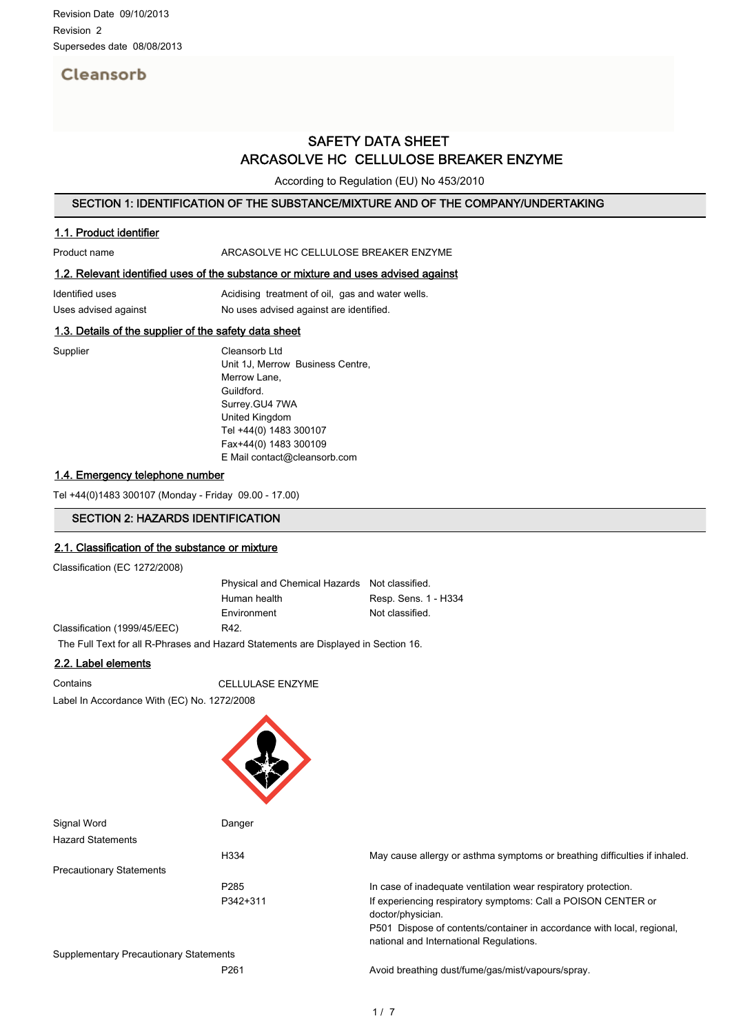Revision Date 09/10/2013
Revision 2
Supersedes date 08/08/2013

Cleansorb

# SAFETY DATA SHEET
# ARCASOLVE HC CELLULOSE BREAKER ENZYME

According to Regulation (EU) No 453/2010

## SECTION 1: IDENTIFICATION OF THE SUBSTANCE/MIXTURE AND OF THE COMPANY/UNDERTAKING

### 1.1. Product identifier

| | |
|---|---|
| Product name | ARCASOLVE HC CELLULOSE BREAKER ENZYME |

### 1.2. Relevant identified uses of the substance or mixture and uses advised against

| | |
|---|---|
| Identified uses | Acidising treatment of oil, gas and water wells. |
| Uses advised against | No uses advised against are identified. |

### 1.3. Details of the supplier of the safety data sheet

Supplier
Cleansorb Ltd
Unit 1J, Merrow Business Centre,
Merrow Lane,
Guildford.
Surrey.GU4 7WA
United Kingdom
Tel +44(0) 1483 300107
Fax+44(0) 1483 300109
E Mail contact@cleansorb.com

### 1.4. Emergency telephone number

Tel +44(0)1483 300107 (Monday - Friday 09.00 - 17.00)

## SECTION 2: HAZARDS IDENTIFICATION

### 2.1. Classification of the substance or mixture

Classification (EC 1272/2008)

| | |
|---|---|
| Physical and Chemical Hazards | Not classified. |
| Human health | Resp. Sens. 1 - H334 |
| Environment | Not classified. |

Classification (1999/45/EEC) R42.

The Full Text for all R-Phrases and Hazard Statements are Displayed in Section 16.

### 2.2. Label elements

Contains CELLULASE ENZYME

Label In Accordance With (EC) No. 1272/2008

Signal Word Danger

Hazard Statements

| | |
|---|---|
| H334 | May cause allergy or asthma symptoms or breathing difficulties if inhaled. |

Precautionary Statements

| | |
|---|---|
| P285 | In case of inadequate ventilation wear respiratory protection. |
| P342+311 | If experiencing respiratory symptoms: Call a POISON CENTER or doctor/physician. P501 Dispose of contents/container in accordance with local, regional, national and International Regulations. |

Supplementary Precautionary Statements

| | |
|---|---|
| P261 | Avoid breathing dust/fume/gas/mist/vapours/spray. |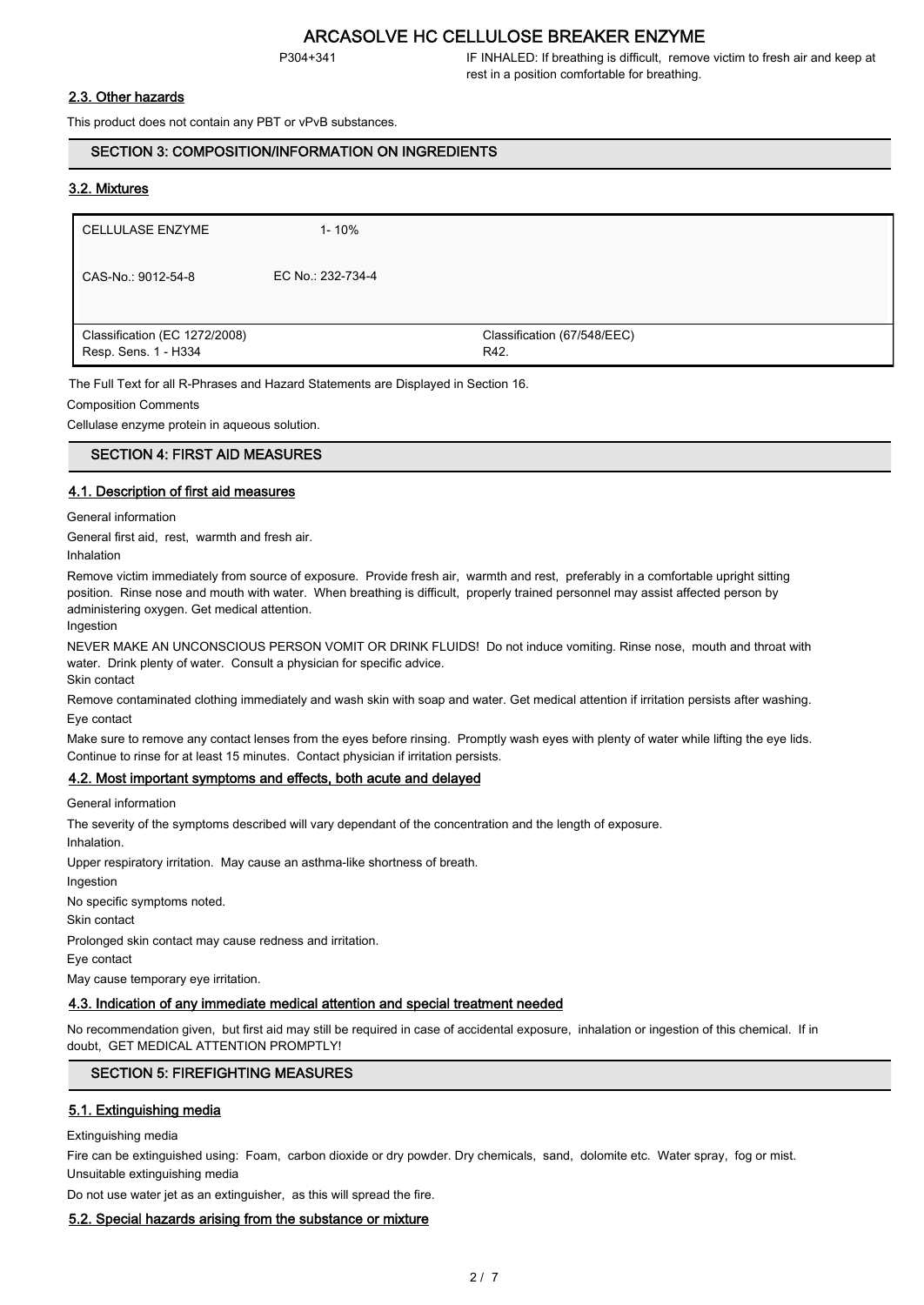| | |
|---|---|
| P304+341 | IF INHALED: If breathing is difficult, remove victim to fresh air and keep at rest in a position comfortable for breathing. |

### 2.3. Other hazards

This product does not contain any PBT or vPvB substances.

## SECTION 3: COMPOSITION/INFORMATION ON INGREDIENTS

### 3.2. Mixtures

| | | |
|---|---|---|
| CELLULASE ENZYME | 1- 10% | |
| CAS-No.: 9012-54-8 | EC No.: 232-734-4 | |
| Classification (EC 1272/2008)<br>Resp. Sens. 1 - H334 | | Classification (67/548/EEC)<br>R42. |

The Full Text for all R-Phrases and Hazard Statements are Displayed in Section 16.

Composition Comments

Cellulase enzyme protein in aqueous solution.

## SECTION 4: FIRST AID MEASURES

### 4.1. Description of first aid measures

General information

General first aid, rest, warmth and fresh air.

Inhalation

Remove victim immediately from source of exposure. Provide fresh air, warmth and rest, preferably in a comfortable upright sitting position. Rinse nose and mouth with water. When breathing is difficult, properly trained personnel may assist affected person by administering oxygen. Get medical attention.

Ingestion

NEVER MAKE AN UNCONSCIOUS PERSON VOMIT OR DRINK FLUIDS! Do not induce vomiting. Rinse nose, mouth and throat with water. Drink plenty of water. Consult a physician for specific advice.

Skin contact

Remove contaminated clothing immediately and wash skin with soap and water. Get medical attention if irritation persists after washing.

Eye contact

Make sure to remove any contact lenses from the eyes before rinsing. Promptly wash eyes with plenty of water while lifting the eye lids. Continue to rinse for at least 15 minutes. Contact physician if irritation persists.

### 4.2. Most important symptoms and effects, both acute and delayed

General information

The severity of the symptoms described will vary dependant of the concentration and the length of exposure.

Inhalation.

Upper respiratory irritation. May cause an asthma-like shortness of breath.

Ingestion

No specific symptoms noted.

Skin contact

Prolonged skin contact may cause redness and irritation.

Eye contact

May cause temporary eye irritation.

### 4.3. Indication of any immediate medical attention and special treatment needed

No recommendation given, but first aid may still be required in case of accidental exposure, inhalation or ingestion of this chemical. If in doubt, GET MEDICAL ATTENTION PROMPTLY!

## SECTION 5: FIREFIGHTING MEASURES

### 5.1. Extinguishing media

Extinguishing media

Fire can be extinguished using: Foam, carbon dioxide or dry powder. Dry chemicals, sand, dolomite etc. Water spray, fog or mist.

Unsuitable extinguishing media

Do not use water jet as an extinguisher, as this will spread the fire.

### 5.2. Special hazards arising from the substance or mixture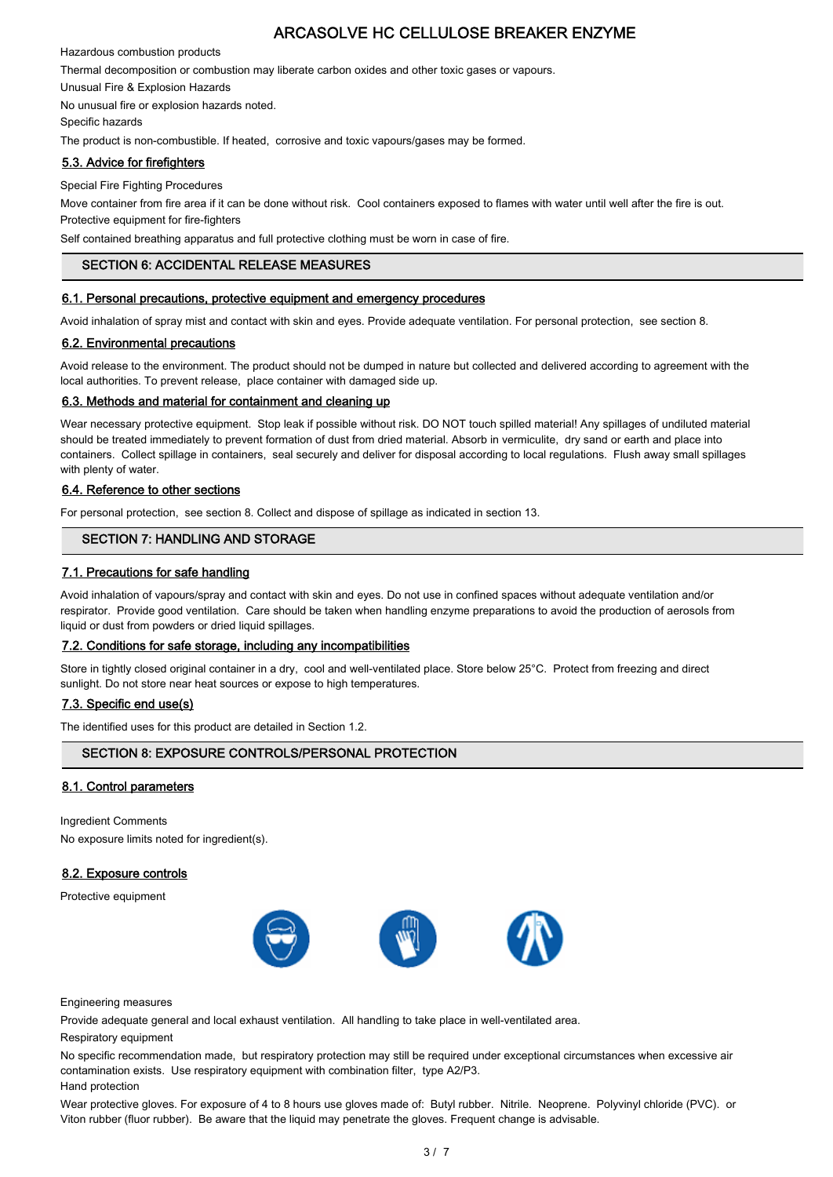Hazardous combustion products

Thermal decomposition or combustion may liberate carbon oxides and other toxic gases or vapours.

Unusual Fire & Explosion Hazards

No unusual fire or explosion hazards noted.

Specific hazards

The product is non-combustible. If heated, corrosive and toxic vapours/gases may be formed.

### 5.3. Advice for firefighters

Special Fire Fighting Procedures

Move container from fire area if it can be done without risk. Cool containers exposed to flames with water until well after the fire is out.

Protective equipment for fire-fighters

Self contained breathing apparatus and full protective clothing must be worn in case of fire.

## SECTION 6: ACCIDENTAL RELEASE MEASURES

### 6.1. Personal precautions, protective equipment and emergency procedures

Avoid inhalation of spray mist and contact with skin and eyes. Provide adequate ventilation. For personal protection, see section 8.

### 6.2. Environmental precautions

Avoid release to the environment. The product should not be dumped in nature but collected and delivered according to agreement with the local authorities. To prevent release, place container with damaged side up.

### 6.3. Methods and material for containment and cleaning up

Wear necessary protective equipment. Stop leak if possible without risk. DO NOT touch spilled material! Any spillages of undiluted material should be treated immediately to prevent formation of dust from dried material. Absorb in vermiculite, dry sand or earth and place into containers. Collect spillage in containers, seal securely and deliver for disposal according to local regulations. Flush away small spillages with plenty of water.

### 6.4. Reference to other sections

For personal protection, see section 8. Collect and dispose of spillage as indicated in section 13.

## SECTION 7: HANDLING AND STORAGE

### 7.1. Precautions for safe handling

Avoid inhalation of vapours/spray and contact with skin and eyes. Do not use in confined spaces without adequate ventilation and/or respirator. Provide good ventilation. Care should be taken when handling enzyme preparations to avoid the production of aerosols from liquid or dust from powders or dried liquid spillages.

### 7.2. Conditions for safe storage, including any incompatibilities

Store in tightly closed original container in a dry, cool and well-ventilated place. Store below 25°C. Protect from freezing and direct sunlight. Do not store near heat sources or expose to high temperatures.

### 7.3. Specific end use(s)

The identified uses for this product are detailed in Section 1.2.

## SECTION 8: EXPOSURE CONTROLS/PERSONAL PROTECTION

### 8.1. Control parameters

Ingredient Comments

No exposure limits noted for ingredient(s).

### 8.2. Exposure controls

Protective equipment

Engineering measures

Provide adequate general and local exhaust ventilation. All handling to take place in well-ventilated area.

Respiratory equipment

No specific recommendation made, but respiratory protection may still be required under exceptional circumstances when excessive air contamination exists. Use respiratory equipment with combination filter, type A2/P3.

Hand protection

Wear protective gloves. For exposure of 4 to 8 hours use gloves made of: Butyl rubber. Nitrile. Neoprene. Polyvinyl chloride (PVC). or Viton rubber (fluor rubber). Be aware that the liquid may penetrate the gloves. Frequent change is advisable.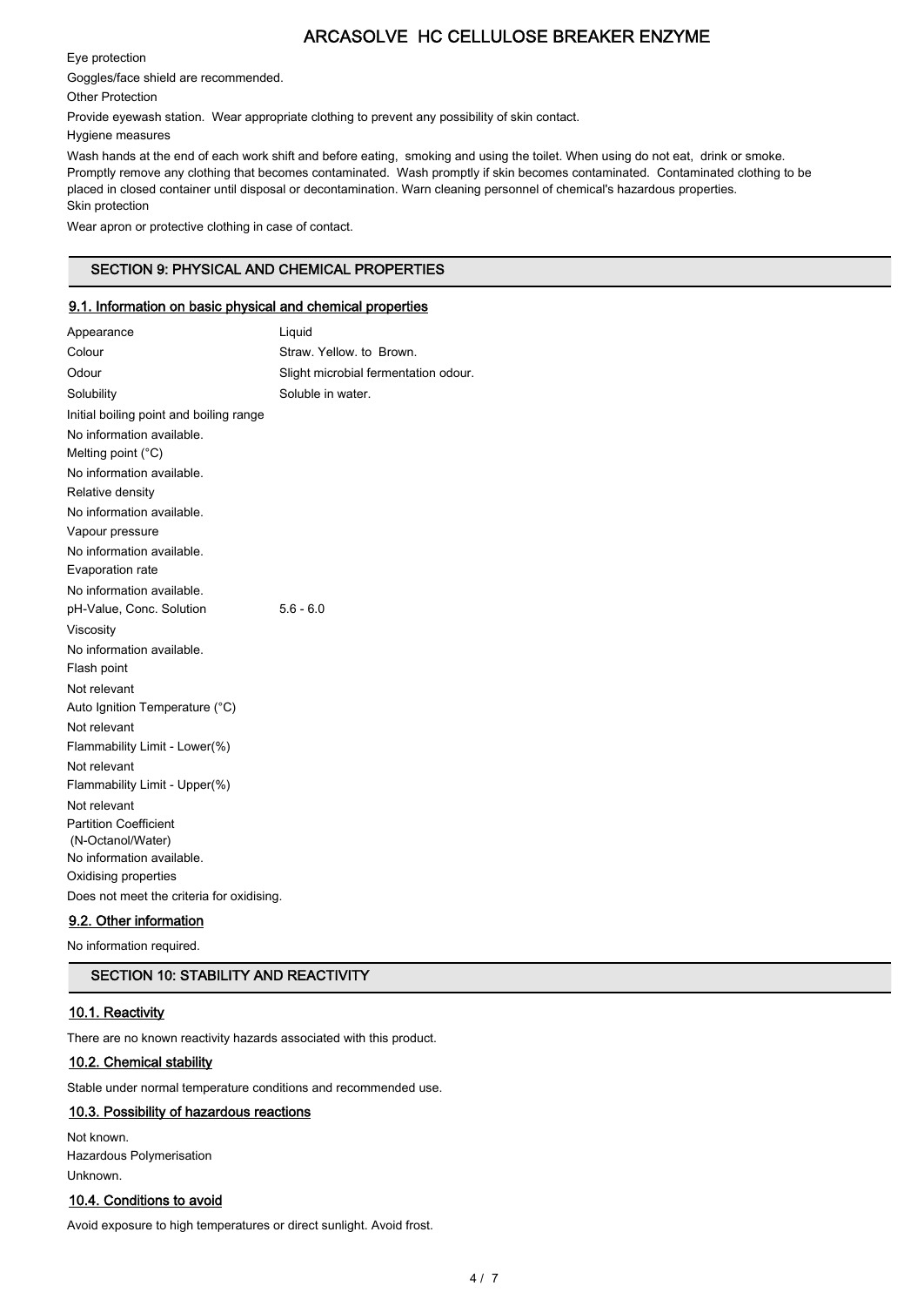Eye protection

Goggles/face shield are recommended.

Other Protection

Provide eyewash station. Wear appropriate clothing to prevent any possibility of skin contact.

Hygiene measures

Wash hands at the end of each work shift and before eating, smoking and using the toilet. When using do not eat, drink or smoke. Promptly remove any clothing that becomes contaminated. Wash promptly if skin becomes contaminated. Contaminated clothing to be placed in closed container until disposal or decontamination. Warn cleaning personnel of chemical's hazardous properties.

Skin protection

Wear apron or protective clothing in case of contact.

## SECTION 9: PHYSICAL AND CHEMICAL PROPERTIES

### 9.1. Information on basic physical and chemical properties

| | |
|---|---|
| Appearance | Liquid |
| Colour | Straw. Yellow. to Brown. |
| Odour | Slight microbial fermentation odour. |
| Solubility | Soluble in water. |

Initial boiling point and boiling range

No information available.

Melting point (°C)

No information available.

Relative density

No information available.

Vapour pressure

No information available.

Evaporation rate

No information available.

pH-Value, Conc. Solution 5.6 - 6.0

Viscosity

No information available.

Flash point

Not relevant

Auto Ignition Temperature (°C)

Not relevant

Flammability Limit - Lower(%)

Not relevant

Flammability Limit - Upper(%)

Not relevant

Partition Coefficient (N-Octanol/Water)

No information available.

Oxidising properties

Does not meet the criteria for oxidising.

### 9.2. Other information

No information required.

## SECTION 10: STABILITY AND REACTIVITY

### 10.1. Reactivity

There are no known reactivity hazards associated with this product.

### 10.2. Chemical stability

Stable under normal temperature conditions and recommended use.

### 10.3. Possibility of hazardous reactions

Not known.

Hazardous Polymerisation

Unknown.

### 10.4. Conditions to avoid

Avoid exposure to high temperatures or direct sunlight. Avoid frost.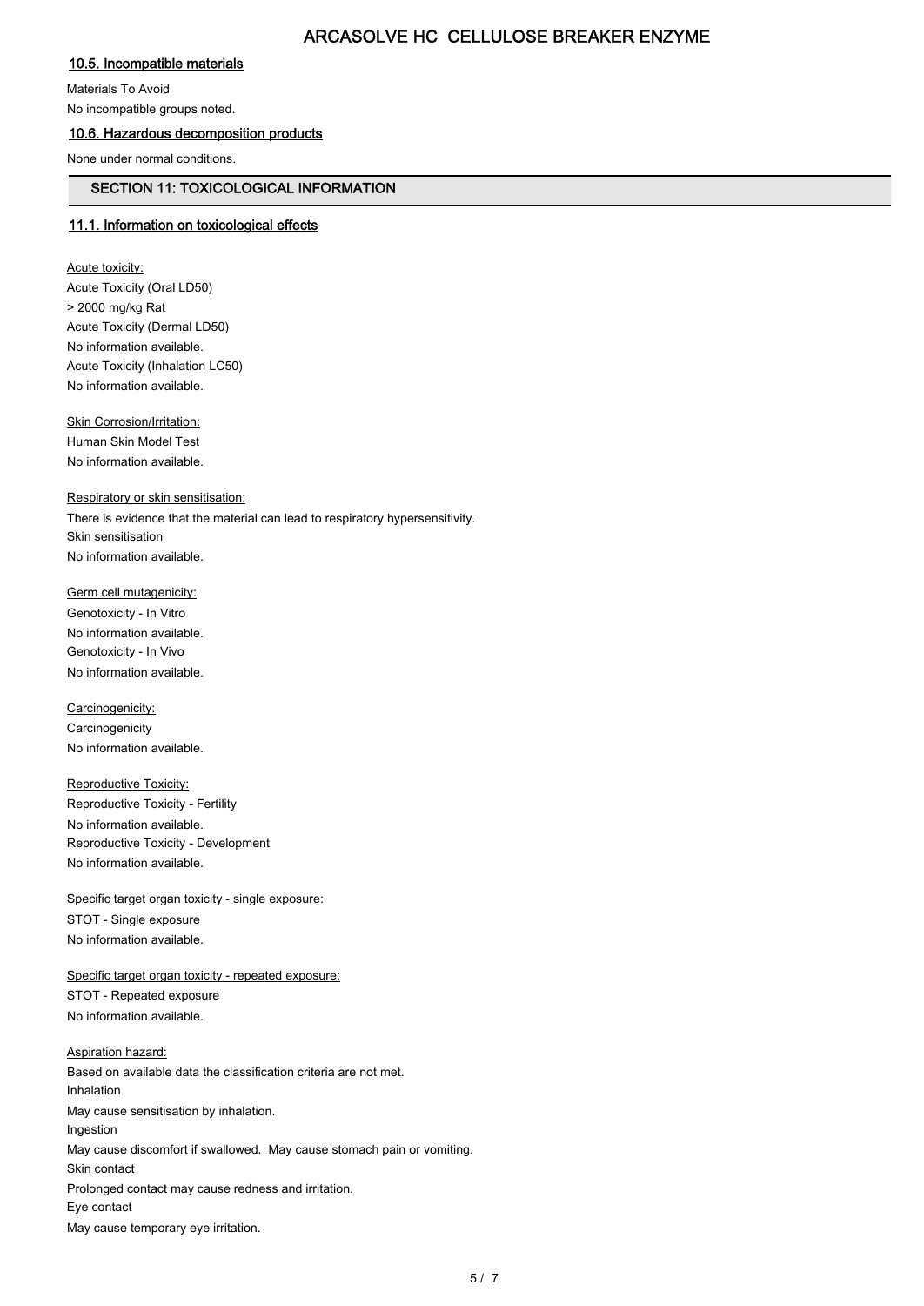### 10.5. Incompatible materials

Materials To Avoid

No incompatible groups noted.

### 10.6. Hazardous decomposition products

None under normal conditions.

## SECTION 11: TOXICOLOGICAL INFORMATION

### 11.1. Information on toxicological effects

Acute toxicity:

Acute Toxicity (Oral LD50)

> 2000 mg/kg Rat

Acute Toxicity (Dermal LD50)

No information available.

Acute Toxicity (Inhalation LC50)

No information available.

Skin Corrosion/Irritation:

Human Skin Model Test

No information available.

Respiratory or skin sensitisation:

There is evidence that the material can lead to respiratory hypersensitivity.

Skin sensitisation

No information available.

Germ cell mutagenicity:

Genotoxicity - In Vitro

No information available.

Genotoxicity - In Vivo

No information available.

Carcinogenicity:

Carcinogenicity

No information available.

Reproductive Toxicity:

Reproductive Toxicity - Fertility

No information available.

Reproductive Toxicity - Development

No information available.

Specific target organ toxicity - single exposure:

STOT - Single exposure

No information available.

Specific target organ toxicity - repeated exposure:

STOT - Repeated exposure

No information available.

Aspiration hazard:

Based on available data the classification criteria are not met.

Inhalation

May cause sensitisation by inhalation.

Ingestion

May cause discomfort if swallowed. May cause stomach pain or vomiting.

Skin contact

Prolonged contact may cause redness and irritation.

Eye contact

May cause temporary eye irritation.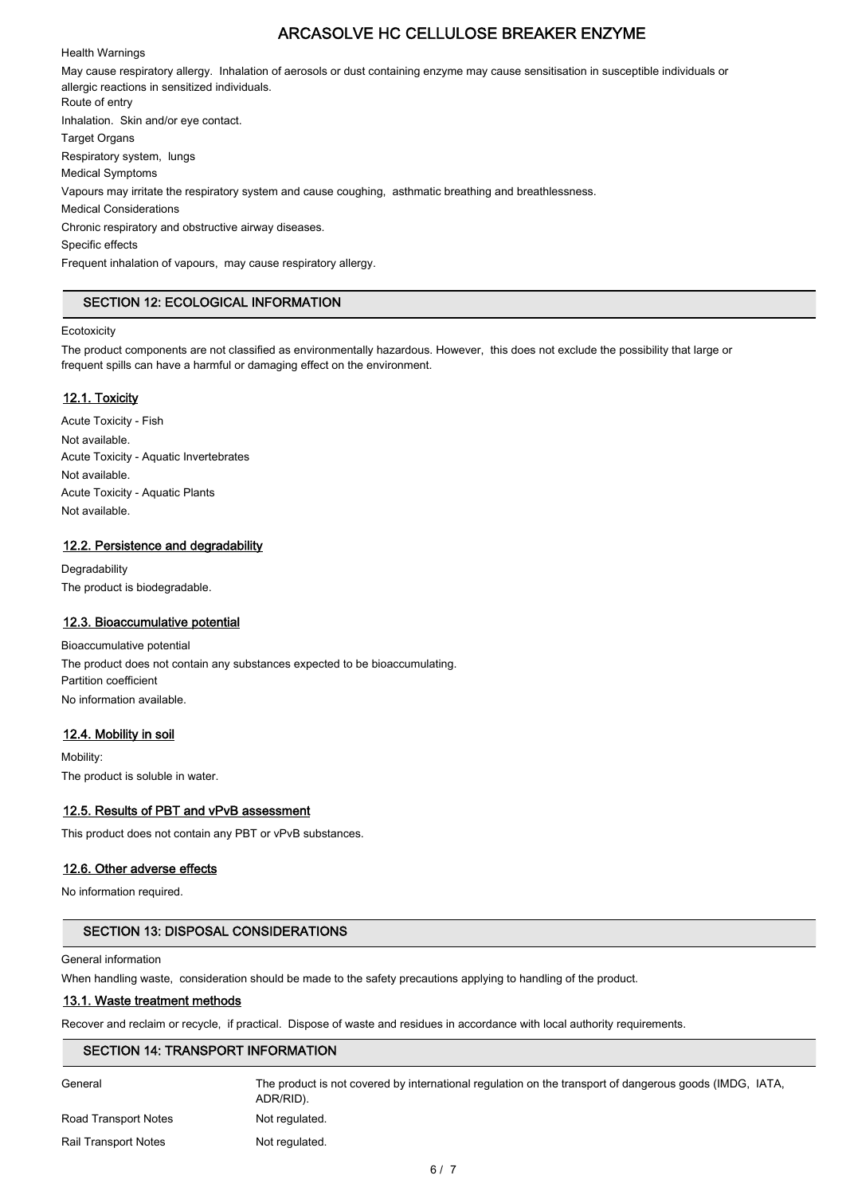Health Warnings

May cause respiratory allergy. Inhalation of aerosols or dust containing enzyme may cause sensitisation in susceptible individuals or allergic reactions in sensitized individuals.

Route of entry

Inhalation. Skin and/or eye contact.

Target Organs

Respiratory system, lungs

Medical Symptoms

Vapours may irritate the respiratory system and cause coughing, asthmatic breathing and breathlessness.

Medical Considerations

Chronic respiratory and obstructive airway diseases.

Specific effects

Frequent inhalation of vapours, may cause respiratory allergy.

## SECTION 12: ECOLOGICAL INFORMATION

Ecotoxicity

The product components are not classified as environmentally hazardous. However, this does not exclude the possibility that large or frequent spills can have a harmful or damaging effect on the environment.

### 12.1. Toxicity

Acute Toxicity - Fish

Not available.

Acute Toxicity - Aquatic Invertebrates

Not available.

Acute Toxicity - Aquatic Plants

Not available.

### 12.2. Persistence and degradability

Degradability

The product is biodegradable.

### 12.3. Bioaccumulative potential

Bioaccumulative potential

The product does not contain any substances expected to be bioaccumulating.

Partition coefficient

No information available.

### 12.4. Mobility in soil

Mobility:

The product is soluble in water.

### 12.5. Results of PBT and vPvB assessment

This product does not contain any PBT or vPvB substances.

### 12.6. Other adverse effects

No information required.

## SECTION 13: DISPOSAL CONSIDERATIONS

General information

When handling waste, consideration should be made to the safety precautions applying to handling of the product.

### 13.1. Waste treatment methods

Recover and reclaim or recycle, if practical. Dispose of waste and residues in accordance with local authority requirements.

## SECTION 14: TRANSPORT INFORMATION

| | |
|---|---|
| General | The product is not covered by international regulation on the transport of dangerous goods (IMDG, IATA, ADR/RID). |
| Road Transport Notes | Not regulated. |
| Rail Transport Notes | Not regulated. |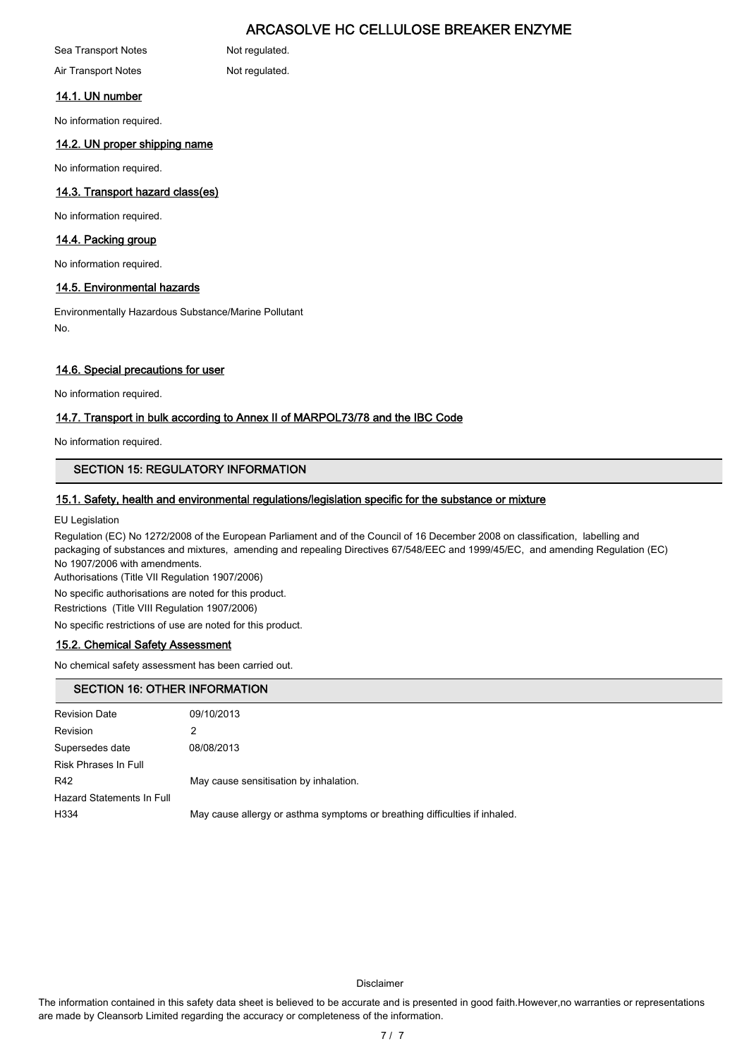Sea Transport Notes Not regulated.

Air Transport Notes Not regulated.

### 14.1. UN number

No information required.

### 14.2. UN proper shipping name

No information required.

### 14.3. Transport hazard class(es)

No information required.

### 14.4. Packing group

No information required.

### 14.5. Environmental hazards

Environmentally Hazardous Substance/Marine Pollutant

No.

### 14.6. Special precautions for user

No information required.

### 14.7. Transport in bulk according to Annex II of MARPOL73/78 and the IBC Code

No information required.

## SECTION 15: REGULATORY INFORMATION

### 15.1. Safety, health and environmental regulations/legislation specific for the substance or mixture

EU Legislation

Regulation (EC) No 1272/2008 of the European Parliament and of the Council of 16 December 2008 on classification, labelling and packaging of substances and mixtures, amending and repealing Directives 67/548/EEC and 1999/45/EC, and amending Regulation (EC) No 1907/2006 with amendments.

Authorisations (Title VII Regulation 1907/2006)

No specific authorisations are noted for this product.

Restrictions (Title VIII Regulation 1907/2006)

No specific restrictions of use are noted for this product.

### 15.2. Chemical Safety Assessment

No chemical safety assessment has been carried out.

## SECTION 16: OTHER INFORMATION

| | |
|---|---|
| Revision Date | 09/10/2013 |
| Revision | 2 |
| Supersedes date | 08/08/2013 |
| Risk Phrases In Full | |
| R42 | May cause sensitisation by inhalation. |
| Hazard Statements In Full | |
| H334 | May cause allergy or asthma symptoms or breathing difficulties if inhaled. |

Disclaimer

The information contained in this safety data sheet is believed to be accurate and is presented in good faith.However,no warranties or representations are made by Cleansorb Limited regarding the accuracy or completeness of the information.